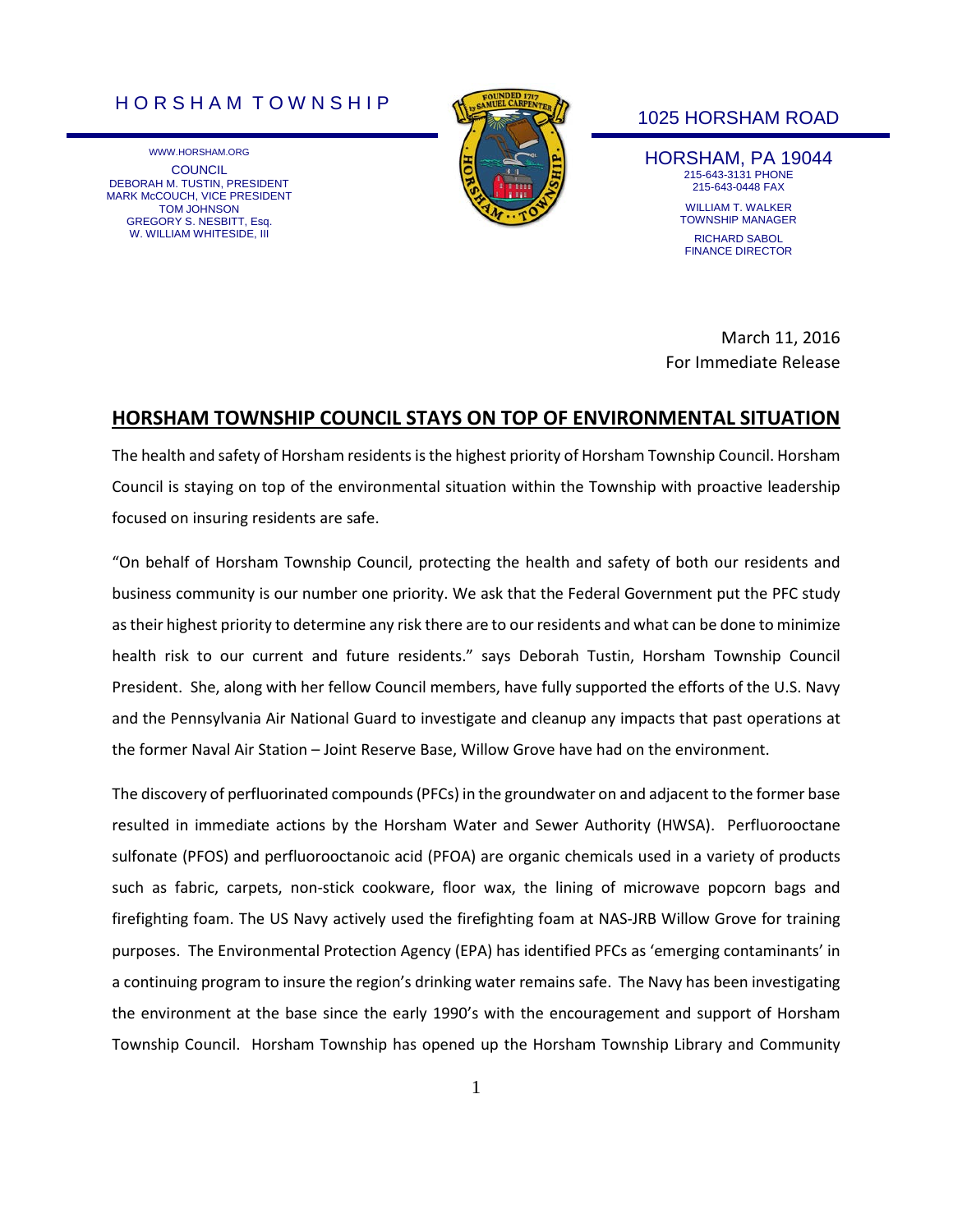HORSHAM TOWNSHIP

WWW.HORSHAM.ORG

COUNCIL
DEBORAH M. TUSTIN, PRESIDENT
MARK McCOUCH, VICE PRESIDENT
TOM JOHNSON
GREGORY S. NESBITT, Esq.
W. WILLIAM WHITESIDE, III

1025 HORSHAM ROAD

HORSHAM, PA 19044
215-643-3131 PHONE
215-643-0448 FAX

WILLIAM T. WALKER
TOWNSHIP MANAGER

RICHARD SABOL
FINANCE DIRECTOR

March 11, 2016
For Immediate Release

## HORSHAM TOWNSHIP COUNCIL STAYS ON TOP OF ENVIRONMENTAL SITUATION

The health and safety of Horsham residents is the highest priority of Horsham Township Council. Horsham Council is staying on top of the environmental situation within the Township with proactive leadership focused on insuring residents are safe.

"On behalf of Horsham Township Council, protecting the health and safety of both our residents and business community is our number one priority. We ask that the Federal Government put the PFC study as their highest priority to determine any risk there are to our residents and what can be done to minimize health risk to our current and future residents." says Deborah Tustin, Horsham Township Council President. She, along with her fellow Council members, have fully supported the efforts of the U.S. Navy and the Pennsylvania Air National Guard to investigate and cleanup any impacts that past operations at the former Naval Air Station – Joint Reserve Base, Willow Grove have had on the environment.

The discovery of perfluorinated compounds (PFCs) in the groundwater on and adjacent to the former base resulted in immediate actions by the Horsham Water and Sewer Authority (HWSA). Perfluorooctane sulfonate (PFOS) and perfluorooctanoic acid (PFOA) are organic chemicals used in a variety of products such as fabric, carpets, non-stick cookware, floor wax, the lining of microwave popcorn bags and firefighting foam. The US Navy actively used the firefighting foam at NAS-JRB Willow Grove for training purposes. The Environmental Protection Agency (EPA) has identified PFCs as 'emerging contaminants' in a continuing program to insure the region's drinking water remains safe. The Navy has been investigating the environment at the base since the early 1990's with the encouragement and support of Horsham Township Council. Horsham Township has opened up the Horsham Township Library and Community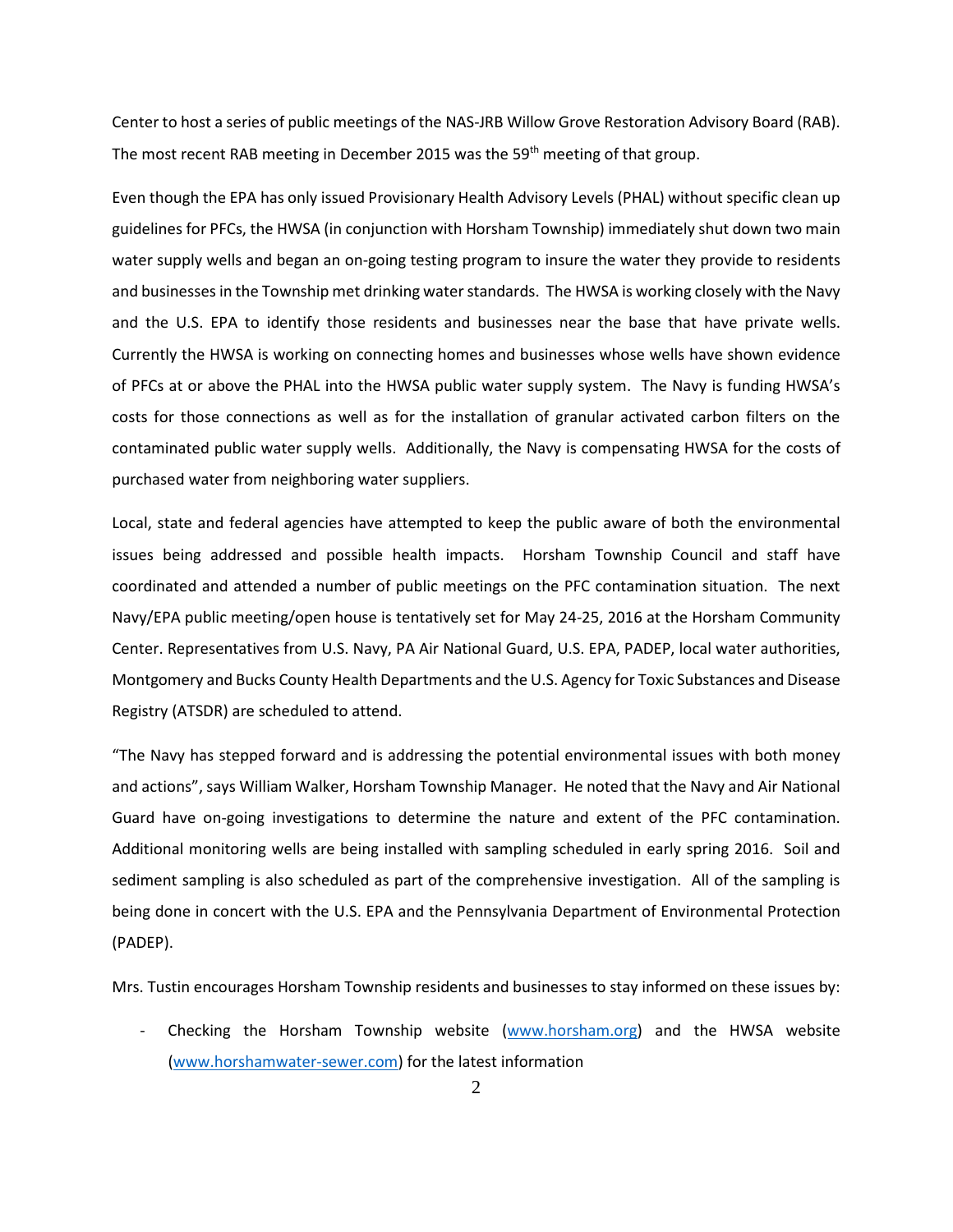Center to host a series of public meetings of the NAS-JRB Willow Grove Restoration Advisory Board (RAB). The most recent RAB meeting in December 2015 was the 59th meeting of that group.

Even though the EPA has only issued Provisionary Health Advisory Levels (PHAL) without specific clean up guidelines for PFCs, the HWSA (in conjunction with Horsham Township) immediately shut down two main water supply wells and began an on-going testing program to insure the water they provide to residents and businesses in the Township met drinking water standards. The HWSA is working closely with the Navy and the U.S. EPA to identify those residents and businesses near the base that have private wells. Currently the HWSA is working on connecting homes and businesses whose wells have shown evidence of PFCs at or above the PHAL into the HWSA public water supply system. The Navy is funding HWSA's costs for those connections as well as for the installation of granular activated carbon filters on the contaminated public water supply wells. Additionally, the Navy is compensating HWSA for the costs of purchased water from neighboring water suppliers.

Local, state and federal agencies have attempted to keep the public aware of both the environmental issues being addressed and possible health impacts. Horsham Township Council and staff have coordinated and attended a number of public meetings on the PFC contamination situation. The next Navy/EPA public meeting/open house is tentatively set for May 24-25, 2016 at the Horsham Community Center. Representatives from U.S. Navy, PA Air National Guard, U.S. EPA, PADEP, local water authorities, Montgomery and Bucks County Health Departments and the U.S. Agency for Toxic Substances and Disease Registry (ATSDR) are scheduled to attend.

"The Navy has stepped forward and is addressing the potential environmental issues with both money and actions", says William Walker, Horsham Township Manager. He noted that the Navy and Air National Guard have on-going investigations to determine the nature and extent of the PFC contamination. Additional monitoring wells are being installed with sampling scheduled in early spring 2016. Soil and sediment sampling is also scheduled as part of the comprehensive investigation. All of the sampling is being done in concert with the U.S. EPA and the Pennsylvania Department of Environmental Protection (PADEP).

Mrs. Tustin encourages Horsham Township residents and businesses to stay informed on these issues by:

- Checking the Horsham Township website (www.horsham.org) and the HWSA website (www.horshamwater-sewer.com) for the latest information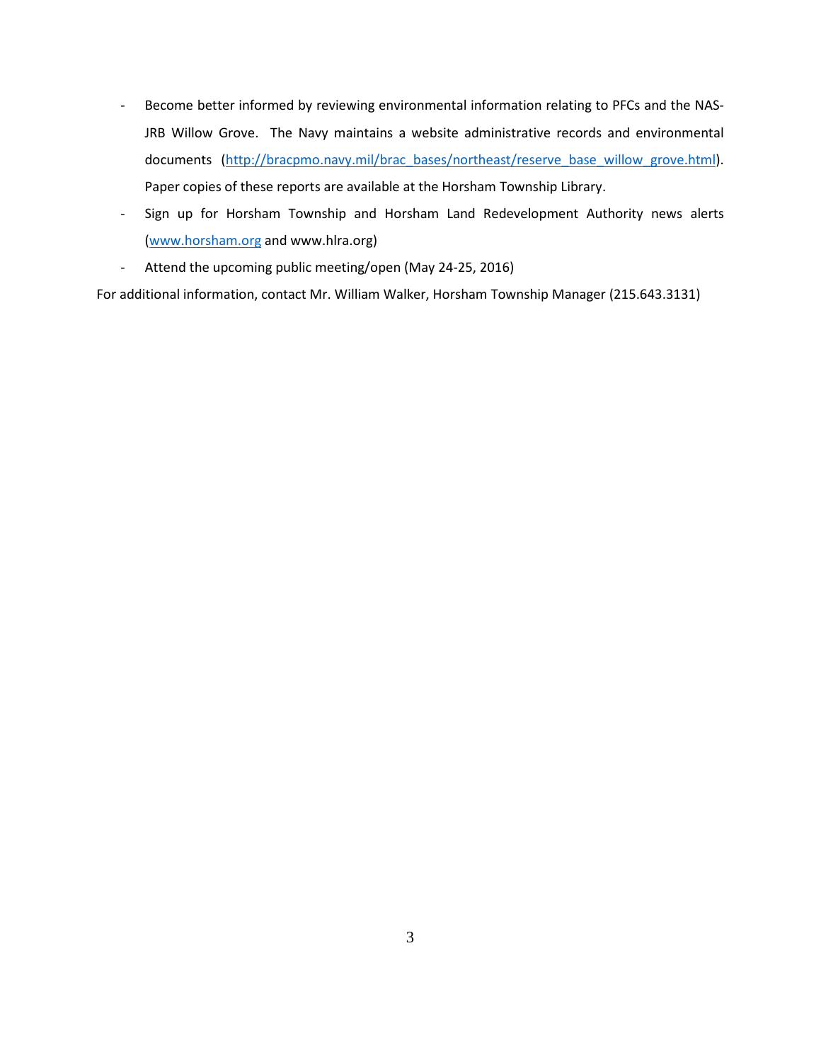- Become better informed by reviewing environmental information relating to PFCs and the NAS-JRB Willow Grove. The Navy maintains a website administrative records and environmental documents (http://bracpmo.navy.mil/brac_bases/northeast/reserve_base_willow_grove.html). Paper copies of these reports are available at the Horsham Township Library.
- Sign up for Horsham Township and Horsham Land Redevelopment Authority news alerts (www.horsham.org and www.hlra.org)
- Attend the upcoming public meeting/open (May 24-25, 2016)

For additional information, contact Mr. William Walker, Horsham Township Manager (215.643.3131)